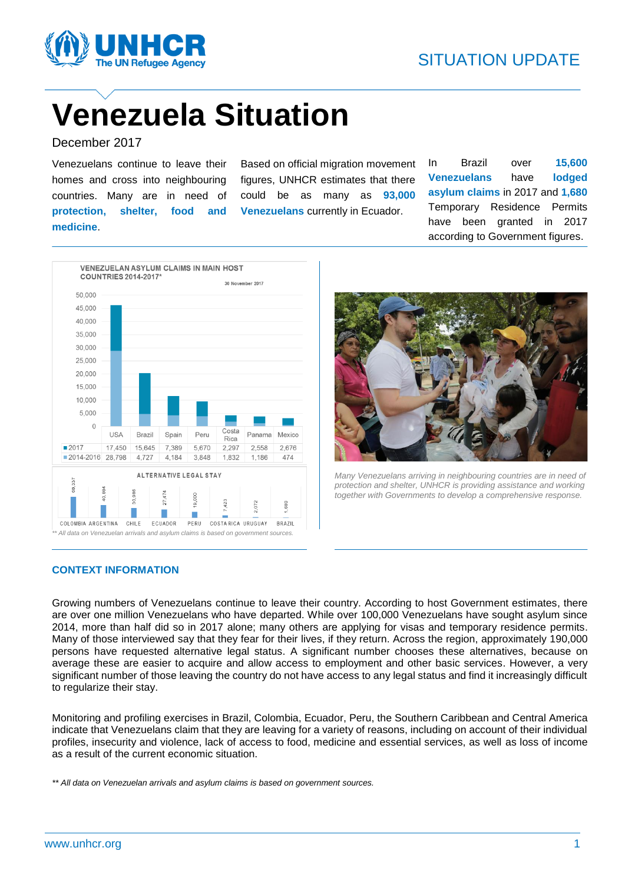# Venezuela Situation

December 2017

Venezuelans continue to leave their homes and cross into neighbouring countries. Many are in need of **protection, shelter, food and medicine**.

Based on official migration movement figures, UNHCR estimates that there could be as many as **93,000 Venezuelans** currently in Ecuador.

In Brazil over **15,600 Venezuelans** have **lodged asylum claims** in 2017 and **1,680** Temporary Residence Permits have been granted in 2017 according to Government figures.

**VENEZUELAN ASYLUM CLAIMS IN MAIN HOST COUNTRIES 2014-2017***

30 November 2017

| | USA | Brazil | Spain | Peru | Costa Rica | Panama | Mexico |
|---|---|---|---|---|---|---|---|
| 2017 | 17,450 | 15,645 | 7,389 | 5,670 | 2,297 | 2,558 | 2,676 |
| 2014-2016 | 28,798 | 4,727 | 4,184 | 3,848 | 1,832 | 1,186 | 474 |

**ALTERNATIVE LEGAL STAY**

| COLOMBIA | ARGENTINA | CHILE | ECUADOR | PERU | COSTA RICA | URUGUAY | BRAZIL |
|---|---|---|---|---|---|---|---|
| 69,337 | 40,884 | 30,986 | 27,474 | 19,000 | 7,423 | 2,072 | 1,680 |

*\*\* All data on Venezuelan arrivals and asylum claims is based on government sources.*

*Many Venezuelans arriving in neighbouring countries are in need of protection and shelter, UNHCR is providing assistance and working together with Governments to develop a comprehensive response.*

## CONTEXT INFORMATION

Growing numbers of Venezuelans continue to leave their country. According to host Government estimates, there are over one million Venezuelans who have departed. While over 100,000 Venezuelans have sought asylum since 2014, more than half did so in 2017 alone; many others are applying for visas and temporary residence permits. Many of those interviewed say that they fear for their lives, if they return. Across the region, approximately 190,000 persons have requested alternative legal status. A significant number chooses these alternatives, because on average these are easier to acquire and allow access to employment and other basic services. However, a very significant number of those leaving the country do not have access to any legal status and find it increasingly difficult to regularize their stay.

Monitoring and profiling exercises in Brazil, Colombia, Ecuador, Peru, the Southern Caribbean and Central America indicate that Venezuelans claim that they are leaving for a variety of reasons, including on account of their individual profiles, insecurity and violence, lack of access to food, medicine and essential services, as well as loss of income as a result of the current economic situation.

*\*\* All data on Venezuelan arrivals and asylum claims is based on government sources.*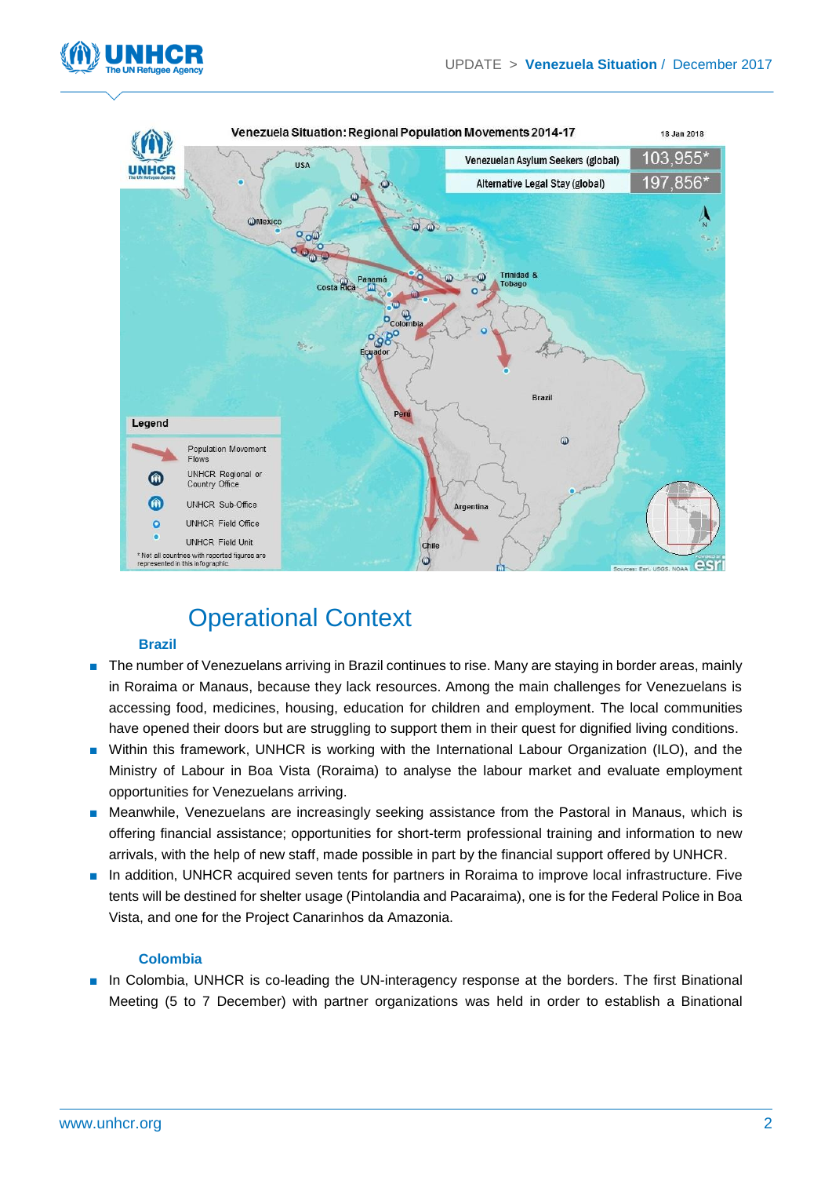## Operational Context

### Brazil

- The number of Venezuelans arriving in Brazil continues to rise. Many are staying in border areas, mainly in Roraima or Manaus, because they lack resources. Among the main challenges for Venezuelans is accessing food, medicines, housing, education for children and employment. The local communities have opened their doors but are struggling to support them in their quest for dignified living conditions.
- Within this framework, UNHCR is working with the International Labour Organization (ILO), and the Ministry of Labour in Boa Vista (Roraima) to analyse the labour market and evaluate employment opportunities for Venezuelans arriving.
- Meanwhile, Venezuelans are increasingly seeking assistance from the Pastoral in Manaus, which is offering financial assistance; opportunities for short-term professional training and information to new arrivals, with the help of new staff, made possible in part by the financial support offered by UNHCR.
- In addition, UNHCR acquired seven tents for partners in Roraima to improve local infrastructure. Five tents will be destined for shelter usage (Pintolandia and Pacaraima), one is for the Federal Police in Boa Vista, and one for the Project Canarinhos da Amazonia.

### Colombia

- In Colombia, UNHCR is co-leading the UN-interagency response at the borders. The first Binational Meeting (5 to 7 December) with partner organizations was held in order to establish a Binational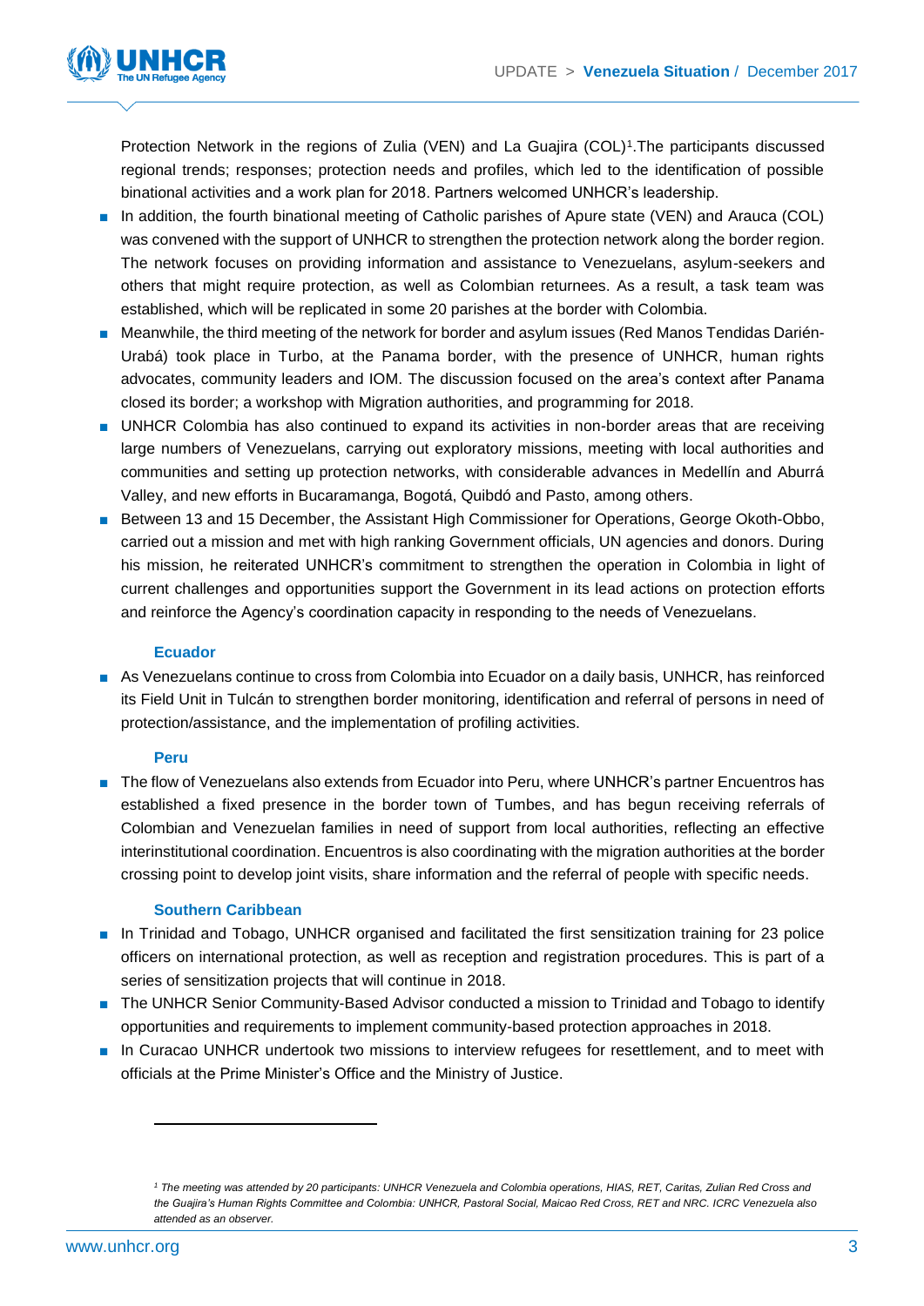Protection Network in the regions of Zulia (VEN) and La Guajira (COL)[1].The participants discussed regional trends; responses; protection needs and profiles, which led to the identification of possible binational activities and a work plan for 2018. Partners welcomed UNHCR's leadership.

- In addition, the fourth binational meeting of Catholic parishes of Apure state (VEN) and Arauca (COL) was convened with the support of UNHCR to strengthen the protection network along the border region. The network focuses on providing information and assistance to Venezuelans, asylum-seekers and others that might require protection, as well as Colombian returnees. As a result, a task team was established, which will be replicated in some 20 parishes at the border with Colombia.
- Meanwhile, the third meeting of the network for border and asylum issues (Red Manos Tendidas Darién-Urabá) took place in Turbo, at the Panama border, with the presence of UNHCR, human rights advocates, community leaders and IOM. The discussion focused on the area's context after Panama closed its border; a workshop with Migration authorities, and programming for 2018.
- UNHCR Colombia has also continued to expand its activities in non-border areas that are receiving large numbers of Venezuelans, carrying out exploratory missions, meeting with local authorities and communities and setting up protection networks, with considerable advances in Medellín and Aburrá Valley, and new efforts in Bucaramanga, Bogotá, Quibdó and Pasto, among others.
- Between 13 and 15 December, the Assistant High Commissioner for Operations, George Okoth-Obbo, carried out a mission and met with high ranking Government officials, UN agencies and donors. During his mission, he reiterated UNHCR's commitment to strengthen the operation in Colombia in light of current challenges and opportunities support the Government in its lead actions on protection efforts and reinforce the Agency's coordination capacity in responding to the needs of Venezuelans.

### Ecuador

- As Venezuelans continue to cross from Colombia into Ecuador on a daily basis, UNHCR, has reinforced its Field Unit in Tulcán to strengthen border monitoring, identification and referral of persons in need of protection/assistance, and the implementation of profiling activities.

### Peru

- The flow of Venezuelans also extends from Ecuador into Peru, where UNHCR's partner Encuentros has established a fixed presence in the border town of Tumbes, and has begun receiving referrals of Colombian and Venezuelan families in need of support from local authorities, reflecting an effective interinstitutional coordination. Encuentros is also coordinating with the migration authorities at the border crossing point to develop joint visits, share information and the referral of people with specific needs.

### Southern Caribbean

- In Trinidad and Tobago, UNHCR organised and facilitated the first sensitization training for 23 police officers on international protection, as well as reception and registration procedures. This is part of a series of sensitization projects that will continue in 2018.
- The UNHCR Senior Community-Based Advisor conducted a mission to Trinidad and Tobago to identify opportunities and requirements to implement community-based protection approaches in 2018.
- In Curacao UNHCR undertook two missions to interview refugees for resettlement, and to meet with officials at the Prime Minister's Office and the Ministry of Justice.

---

*[1] The meeting was attended by 20 participants: UNHCR Venezuela and Colombia operations, HIAS, RET, Caritas, Zulian Red Cross and the Guajira's Human Rights Committee and Colombia: UNHCR, Pastoral Social, Maicao Red Cross, RET and NRC. ICRC Venezuela also attended as an observer.*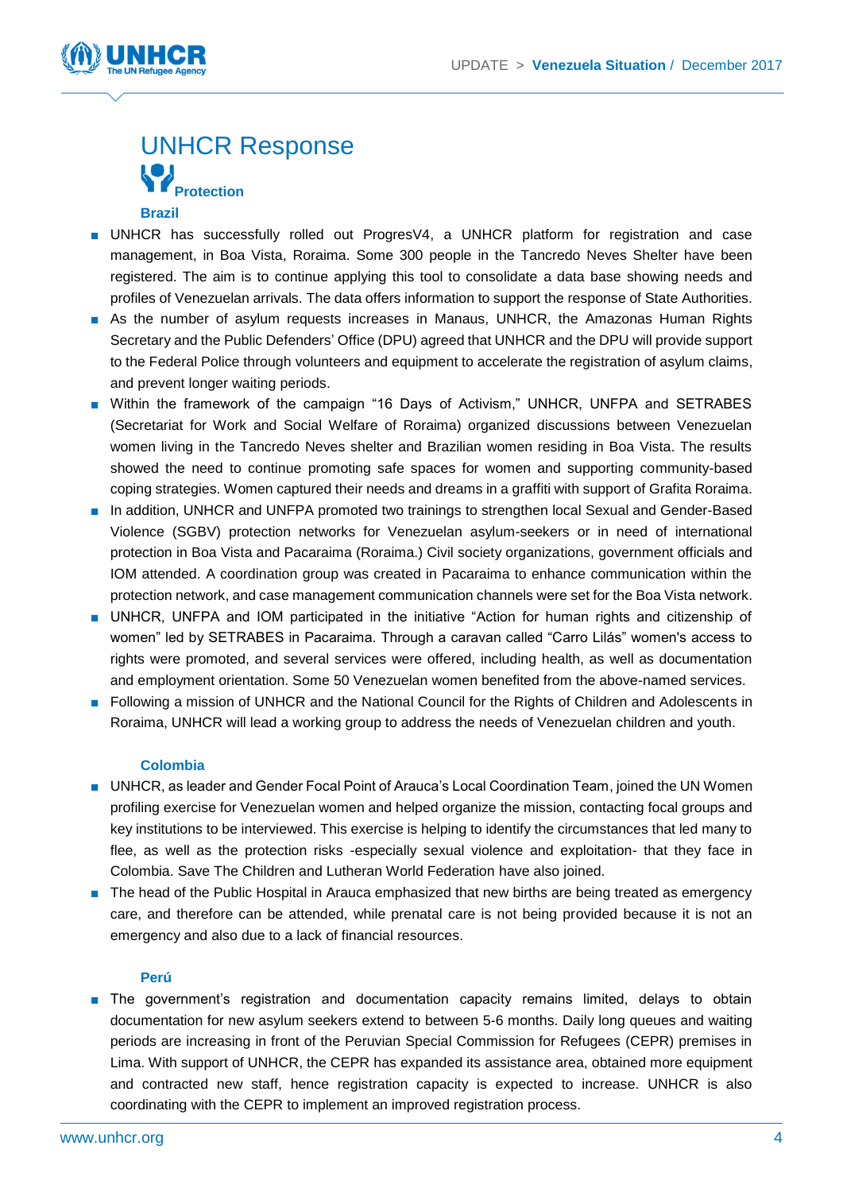# UNHCR Response

## Protection

### Brazil

- UNHCR has successfully rolled out ProgresV4, a UNHCR platform for registration and case management, in Boa Vista, Roraima. Some 300 people in the Tancredo Neves Shelter have been registered. The aim is to continue applying this tool to consolidate a data base showing needs and profiles of Venezuelan arrivals. The data offers information to support the response of State Authorities.
- As the number of asylum requests increases in Manaus, UNHCR, the Amazonas Human Rights Secretary and the Public Defenders' Office (DPU) agreed that UNHCR and the DPU will provide support to the Federal Police through volunteers and equipment to accelerate the registration of asylum claims, and prevent longer waiting periods.
- Within the framework of the campaign "16 Days of Activism," UNHCR, UNFPA and SETRABES (Secretariat for Work and Social Welfare of Roraima) organized discussions between Venezuelan women living in the Tancredo Neves shelter and Brazilian women residing in Boa Vista. The results showed the need to continue promoting safe spaces for women and supporting community-based coping strategies. Women captured their needs and dreams in a graffiti with support of Grafita Roraima.
- In addition, UNHCR and UNFPA promoted two trainings to strengthen local Sexual and Gender-Based Violence (SGBV) protection networks for Venezuelan asylum-seekers or in need of international protection in Boa Vista and Pacaraima (Roraima.) Civil society organizations, government officials and IOM attended. A coordination group was created in Pacaraima to enhance communication within the protection network, and case management communication channels were set for the Boa Vista network.
- UNHCR, UNFPA and IOM participated in the initiative "Action for human rights and citizenship of women" led by SETRABES in Pacaraima. Through a caravan called "Carro Lilás" women's access to rights were promoted, and several services were offered, including health, as well as documentation and employment orientation. Some 50 Venezuelan women benefited from the above-named services.
- Following a mission of UNHCR and the National Council for the Rights of Children and Adolescents in Roraima, UNHCR will lead a working group to address the needs of Venezuelan children and youth.

### Colombia

- UNHCR, as leader and Gender Focal Point of Arauca's Local Coordination Team, joined the UN Women profiling exercise for Venezuelan women and helped organize the mission, contacting focal groups and key institutions to be interviewed. This exercise is helping to identify the circumstances that led many to flee, as well as the protection risks -especially sexual violence and exploitation- that they face in Colombia. Save The Children and Lutheran World Federation have also joined.
- The head of the Public Hospital in Arauca emphasized that new births are being treated as emergency care, and therefore can be attended, while prenatal care is not being provided because it is not an emergency and also due to a lack of financial resources.

### Perú

- The government's registration and documentation capacity remains limited, delays to obtain documentation for new asylum seekers extend to between 5-6 months. Daily long queues and waiting periods are increasing in front of the Peruvian Special Commission for Refugees (CEPR) premises in Lima. With support of UNHCR, the CEPR has expanded its assistance area, obtained more equipment and contracted new staff, hence registration capacity is expected to increase. UNHCR is also coordinating with the CEPR to implement an improved registration process.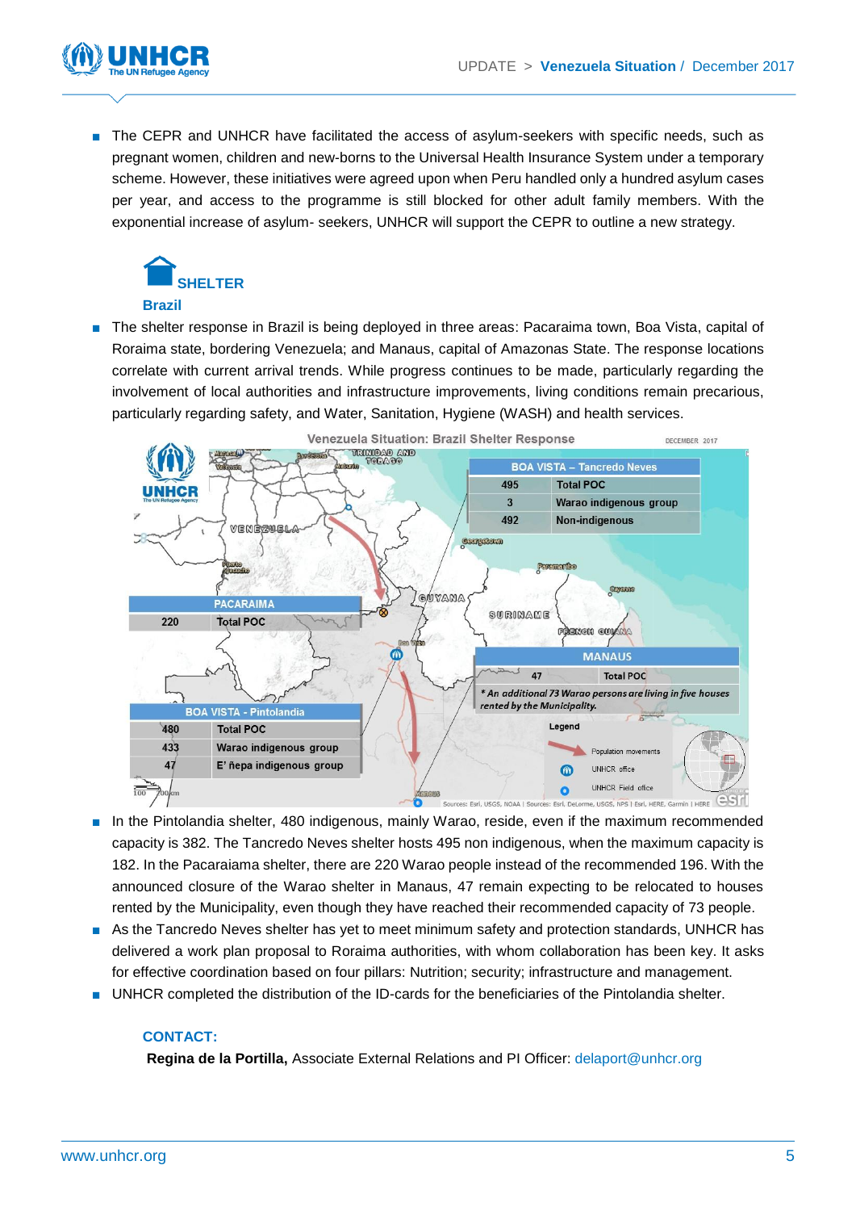- The CEPR and UNHCR have facilitated the access of asylum-seekers with specific needs, such as pregnant women, children and new-borns to the Universal Health Insurance System under a temporary scheme. However, these initiatives were agreed upon when Peru handled only a hundred asylum cases per year, and access to the programme is still blocked for other adult family members. With the exponential increase of asylum- seekers, UNHCR will support the CEPR to outline a new strategy.

## SHELTER

### Brazil

- The shelter response in Brazil is being deployed in three areas: Pacaraima town, Boa Vista, capital of Roraima state, bordering Venezuela; and Manaus, capital of Amazonas State. The response locations correlate with current arrival trends. While progress continues to be made, particularly regarding the involvement of local authorities and infrastructure improvements, living conditions remain precarious, particularly regarding safety, and Water, Sanitation, Hygiene (WASH) and health services.

Venezuela Situation: Brazil Shelter Response

DECEMBER 2017

BOA VISTA – Tancredo Neves

495 Total POC

3 Warao indigenous group

492 Non-indigenous

PACARAIMA

220 Total POC

BOA VISTA - Pintolandia

480 Total POC

433 Warao indigenous group

47 E' ñepa indigenous group

MANAUS

47 Total POC

*An additional 73 Warao persons are living in five houses rented by the Municipality.

Legend

Population movements

UNHCR office

UNHCR Field office

Sources: Esri, USGS, NOAA | Sources: Esri, DeLorme, USGS, NPS | Esri, HERE, Garmin | HERE

- In the Pintolandia shelter, 480 indigenous, mainly Warao, reside, even if the maximum recommended capacity is 382. The Tancredo Neves shelter hosts 495 non indigenous, when the maximum capacity is 182. In the Pacaraiama shelter, there are 220 Warao people instead of the recommended 196. With the announced closure of the Warao shelter in Manaus, 47 remain expecting to be relocated to houses rented by the Municipality, even though they have reached their recommended capacity of 73 people.
- As the Tancredo Neves shelter has yet to meet minimum safety and protection standards, UNHCR has delivered a work plan proposal to Roraima authorities, with whom collaboration has been key. It asks for effective coordination based on four pillars: Nutrition; security; infrastructure and management.
- UNHCR completed the distribution of the ID-cards for the beneficiaries of the Pintolandia shelter.

**CONTACT:**

**Regina de la Portilla,** Associate External Relations and PI Officer: delaport@unhcr.org